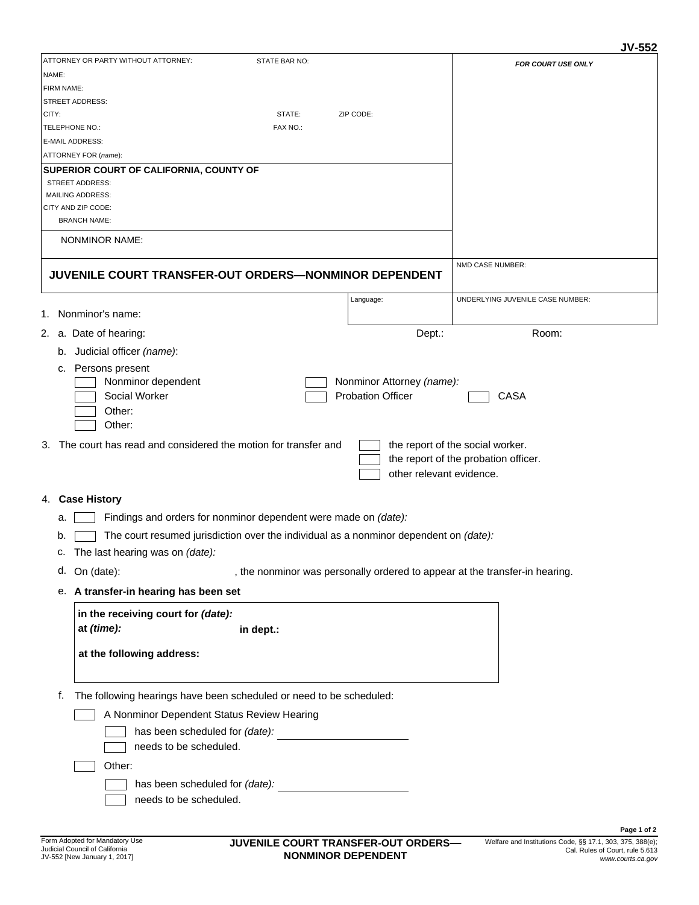**JV-552**

| ATTORNEY OR PARTY WITHOUT ATTORNEY: STATE BAR NO: | FOR COURT USE ONLY |
|---|---|
| NAME: | |
| FIRM NAME: | |
| STREET ADDRESS: | |
| CITY: STATE: ZIP CODE: | |
| TELEPHONE NO.: FAX NO.: | |
| E-MAIL ADDRESS: | |
| ATTORNEY FOR *(name)*: | |
| **SUPERIOR COURT OF CALIFORNIA, COUNTY OF** | |
| STREET ADDRESS: | |
| MAILING ADDRESS: | |
| CITY AND ZIP CODE: | |
| BRANCH NAME: | |
| NONMINOR NAME: | |
| **JUVENILE COURT TRANSFER-OUT ORDERS—NONMINOR DEPENDENT** | NMD CASE NUMBER: |
| Language: | UNDERLYING JUVENILE CASE NUMBER: |

1. Nonminor's name:

2. a. Date of hearing: Dept.: Room:

   b. Judicial officer *(name)*:

   c. Persons present

   ☐ Nonminor dependent ☐ Nonminor Attorney *(name)*:
   ☐ Social Worker ☐ Probation Officer ☐ CASA
   ☐ Other:
   ☐ Other:

3. The court has read and considered the motion for transfer and
   ☐ the report of the social worker.
   ☐ the report of the probation officer.
   ☐ other relevant evidence.

4. **Case History**

   a. ☐ Findings and orders for nonminor dependent were made on *(date):*

   b. ☐ The court resumed jurisdiction over the individual as a nonminor dependent on *(date):*

   c. The last hearing was on *(date):*

   d. On (date): , the nonminor was personally ordered to appear at the transfer-in hearing.

   e. **A transfer-in hearing has been set**

   **in the receiving court for *(date):***
   **at *(time):*** **in dept.:**

   **at the following address:**

   f. The following hearings have been scheduled or need to be scheduled:

   ☐ A Nonminor Dependent Status Review Hearing
   - ☐ has been scheduled for *(date):* ____________________
   - ☐ needs to be scheduled.

   ☐ Other:
   - ☐ has been scheduled for *(date):* ____________________
   - ☐ needs to be scheduled.

Form Adopted for Mandatory Use
Judicial Council of California
JV-552 [New January 1, 2017]

**JUVENILE COURT TRANSFER-OUT ORDERS—NONMINOR DEPENDENT**

Welfare and Institutions Code, §§ 17.1, 303, 375, 388(e);
Cal. Rules of Court, rule 5.613
*www.courts.ca.gov*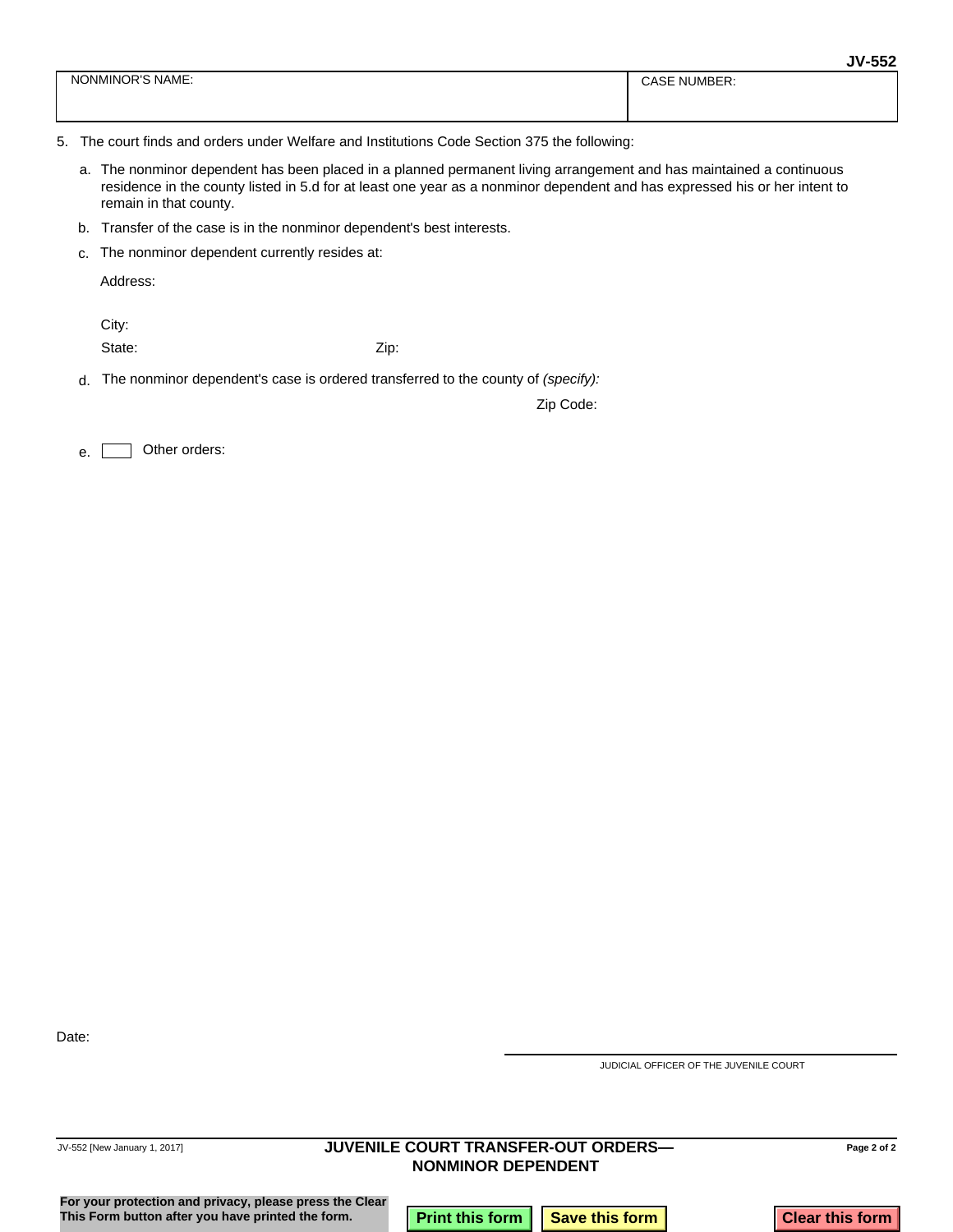| NONMINOR'S NAME: | CASE NUMBER: |
|---|---|
| | |

5. The court finds and orders under Welfare and Institutions Code Section 375 the following:

   a. The nonminor dependent has been placed in a planned permanent living arrangement and has maintained a continuous residence in the county listed in 5.d for at least one year as a nonminor dependent and has expressed his or her intent to remain in that county.

   b. Transfer of the case is in the nonminor dependent's best interests.

   c. The nonminor dependent currently resides at:

      Address:

      City:

      State: Zip:

   d. The nonminor dependent's case is ordered transferred to the county of *(specify)*:

      Zip Code:

   e. ☐ Other orders:

Date:

JUDICIAL OFFICER OF THE JUVENILE COURT

JV-552 [New January 1, 2017]

**JUVENILE COURT TRANSFER-OUT ORDERS— NONMINOR DEPENDENT**

**For your protection and privacy, please press the Clear This Form button after you have printed the form.**